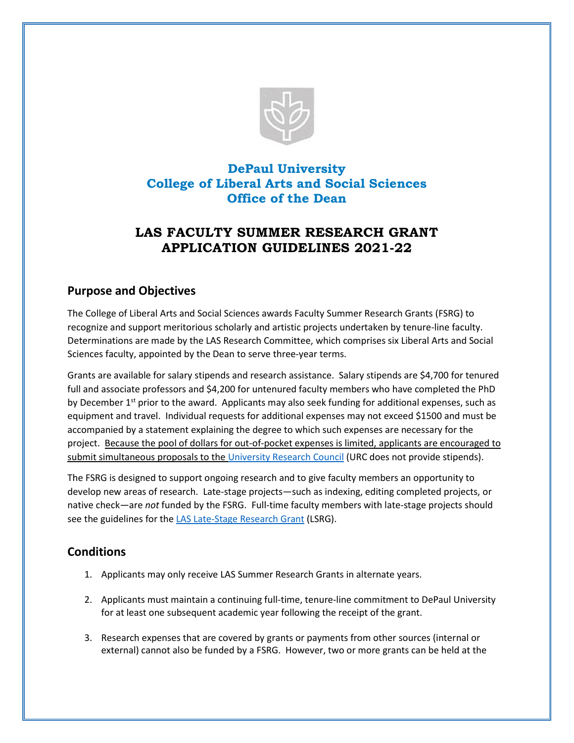# DePaul University
# College of Liberal Arts and Social Sciences
# Office of the Dean

## LAS FACULTY SUMMER RESEARCH GRANT APPLICATION GUIDELINES 2021-22

### Purpose and Objectives

The College of Liberal Arts and Social Sciences awards Faculty Summer Research Grants (FSRG) to recognize and support meritorious scholarly and artistic projects undertaken by tenure-line faculty. Determinations are made by the LAS Research Committee, which comprises six Liberal Arts and Social Sciences faculty, appointed by the Dean to serve three-year terms.

Grants are available for salary stipends and research assistance. Salary stipends are $4,700 for tenured full and associate professors and $4,200 for untenured faculty members who have completed the PhD by December 1st prior to the award. Applicants may also seek funding for additional expenses, such as equipment and travel. Individual requests for additional expenses may not exceed $1500 and must be accompanied by a statement explaining the degree to which such expenses are necessary for the project. <u>Because the pool of dollars for out-of-pocket expenses is limited, applicants are encouraged to submit simultaneous proposals to the University Research Council</u> (URC does not provide stipends).

The FSRG is designed to support ongoing research and to give faculty members an opportunity to develop new areas of research. Late-stage projects—such as indexing, editing completed projects, or native check—are *not* funded by the FSRG. Full-time faculty members with late-stage projects should see the guidelines for the LAS Late-Stage Research Grant (LSRG).

### Conditions

1. Applicants may only receive LAS Summer Research Grants in alternate years.

2. Applicants must maintain a continuing full-time, tenure-line commitment to DePaul University for at least one subsequent academic year following the receipt of the grant.

3. Research expenses that are covered by grants or payments from other sources (internal or external) cannot also be funded by a FSRG. However, two or more grants can be held at the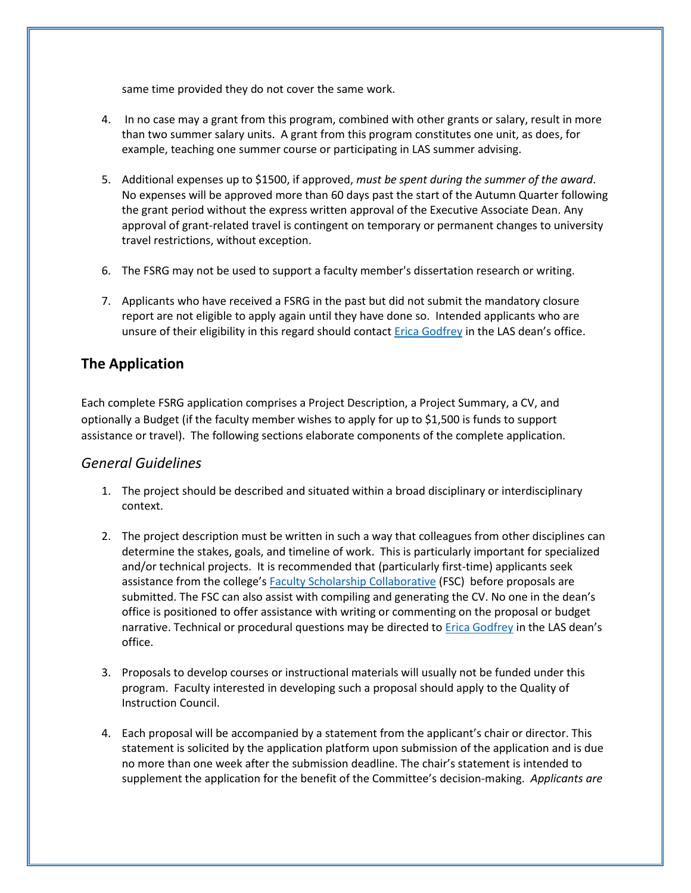same time provided they do not cover the same work.

4. In no case may a grant from this program, combined with other grants or salary, result in more than two summer salary units. A grant from this program constitutes one unit, as does, for example, teaching one summer course or participating in LAS summer advising.

5. Additional expenses up to $1500, if approved, *must be spent during the summer of the award*. No expenses will be approved more than 60 days past the start of the Autumn Quarter following the grant period without the express written approval of the Executive Associate Dean. Any approval of grant-related travel is contingent on temporary or permanent changes to university travel restrictions, without exception.

6. The FSRG may not be used to support a faculty member's dissertation research or writing.

7. Applicants who have received a FSRG in the past but did not submit the mandatory closure report are not eligible to apply again until they have done so. Intended applicants who are unsure of their eligibility in this regard should contact Erica Godfrey in the LAS dean's office.

## The Application

Each complete FSRG application comprises a Project Description, a Project Summary, a CV, and optionally a Budget (if the faculty member wishes to apply for up to $1,500 is funds to support assistance or travel). The following sections elaborate components of the complete application.

### *General Guidelines*

1. The project should be described and situated within a broad disciplinary or interdisciplinary context.

2. The project description must be written in such a way that colleagues from other disciplines can determine the stakes, goals, and timeline of work. This is particularly important for specialized and/or technical projects. It is recommended that (particularly first-time) applicants seek assistance from the college's Faculty Scholarship Collaborative (FSC) before proposals are submitted. The FSC can also assist with compiling and generating the CV. No one in the dean's office is positioned to offer assistance with writing or commenting on the proposal or budget narrative. Technical or procedural questions may be directed to Erica Godfrey in the LAS dean's office.

3. Proposals to develop courses or instructional materials will usually not be funded under this program. Faculty interested in developing such a proposal should apply to the Quality of Instruction Council.

4. Each proposal will be accompanied by a statement from the applicant's chair or director. This statement is solicited by the application platform upon submission of the application and is due no more than one week after the submission deadline. The chair's statement is intended to supplement the application for the benefit of the Committee's decision-making. *Applicants are*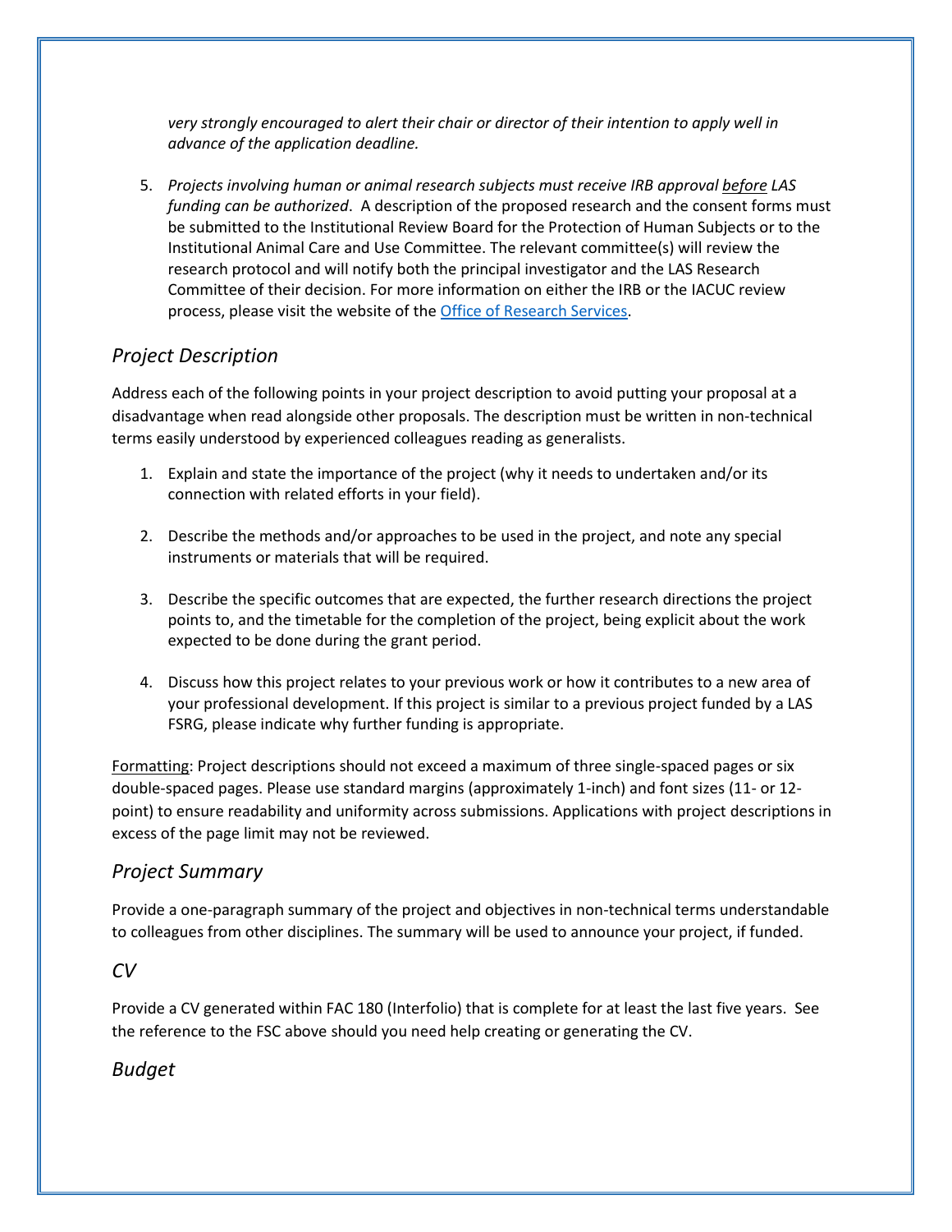*very strongly encouraged to alert their chair or director of their intention to apply well in advance of the application deadline.*

5. *Projects involving human or animal research subjects must receive IRB approval before LAS funding can be authorized*. A description of the proposed research and the consent forms must be submitted to the Institutional Review Board for the Protection of Human Subjects or to the Institutional Animal Care and Use Committee. The relevant committee(s) will review the research protocol and will notify both the principal investigator and the LAS Research Committee of their decision. For more information on either the IRB or the IACUC review process, please visit the website of the [Office of Research Services](Office of Research Services).

## *Project Description*

Address each of the following points in your project description to avoid putting your proposal at a disadvantage when read alongside other proposals. The description must be written in non-technical terms easily understood by experienced colleagues reading as generalists.

1. Explain and state the importance of the project (why it needs to undertaken and/or its connection with related efforts in your field).

2. Describe the methods and/or approaches to be used in the project, and note any special instruments or materials that will be required.

3. Describe the specific outcomes that are expected, the further research directions the project points to, and the timetable for the completion of the project, being explicit about the work expected to be done during the grant period.

4. Discuss how this project relates to your previous work or how it contributes to a new area of your professional development. If this project is similar to a previous project funded by a LAS FSRG, please indicate why further funding is appropriate.

Formatting: Project descriptions should not exceed a maximum of three single-spaced pages or six double-spaced pages. Please use standard margins (approximately 1-inch) and font sizes (11- or 12-point) to ensure readability and uniformity across submissions. Applications with project descriptions in excess of the page limit may not be reviewed.

## *Project Summary*

Provide a one-paragraph summary of the project and objectives in non-technical terms understandable to colleagues from other disciplines. The summary will be used to announce your project, if funded.

## *CV*

Provide a CV generated within FAC 180 (Interfolio) that is complete for at least the last five years. See the reference to the FSC above should you need help creating or generating the CV.

## *Budget*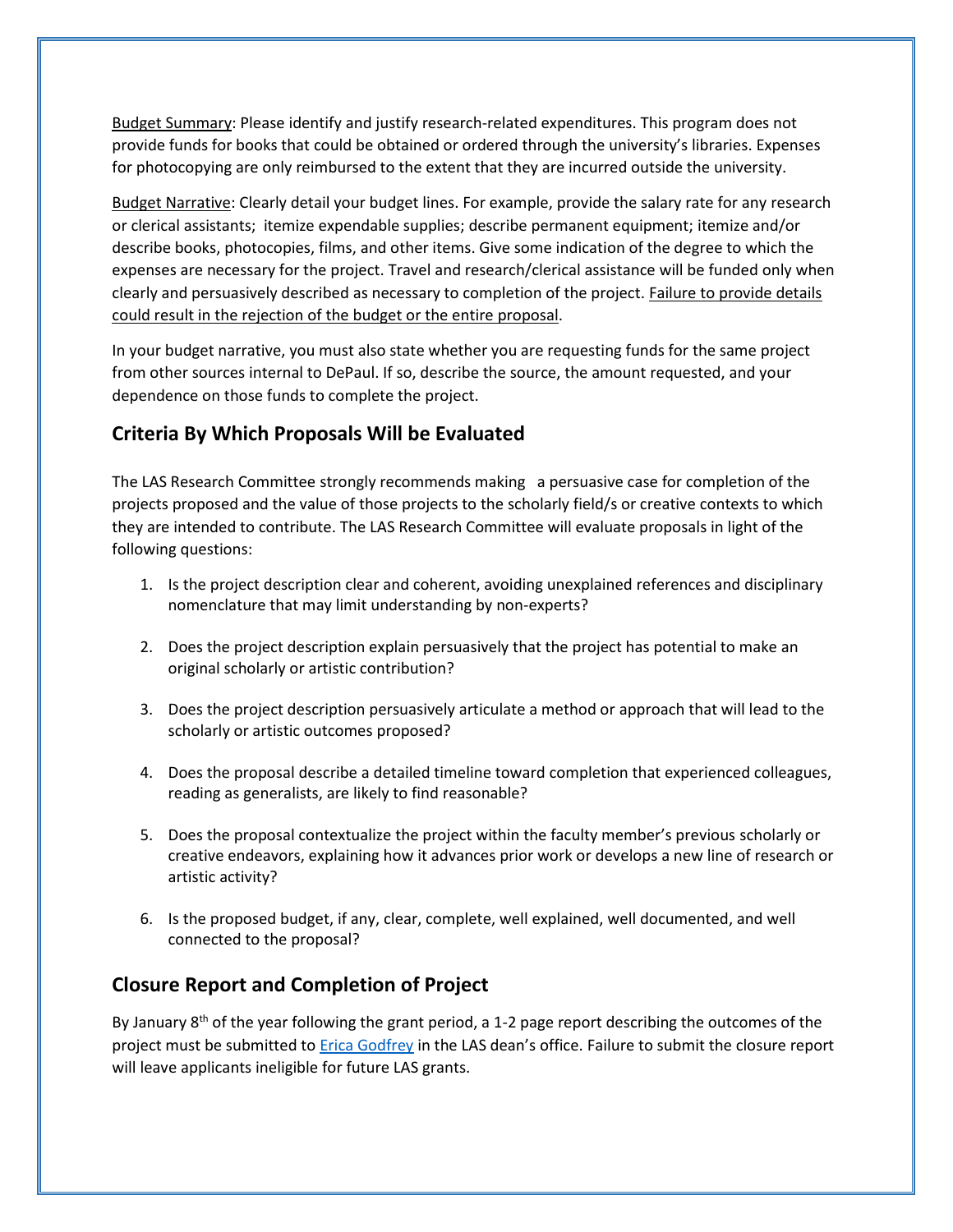Budget Summary: Please identify and justify research-related expenditures. This program does not provide funds for books that could be obtained or ordered through the university's libraries. Expenses for photocopying are only reimbursed to the extent that they are incurred outside the university.

Budget Narrative: Clearly detail your budget lines. For example, provide the salary rate for any research or clerical assistants; itemize expendable supplies; describe permanent equipment; itemize and/or describe books, photocopies, films, and other items. Give some indication of the degree to which the expenses are necessary for the project. Travel and research/clerical assistance will be funded only when clearly and persuasively described as necessary to completion of the project. Failure to provide details could result in the rejection of the budget or the entire proposal.

In your budget narrative, you must also state whether you are requesting funds for the same project from other sources internal to DePaul. If so, describe the source, the amount requested, and your dependence on those funds to complete the project.

## Criteria By Which Proposals Will be Evaluated

The LAS Research Committee strongly recommends making a persuasive case for completion of the projects proposed and the value of those projects to the scholarly field/s or creative contexts to which they are intended to contribute. The LAS Research Committee will evaluate proposals in light of the following questions:

1. Is the project description clear and coherent, avoiding unexplained references and disciplinary nomenclature that may limit understanding by non-experts?

2. Does the project description explain persuasively that the project has potential to make an original scholarly or artistic contribution?

3. Does the project description persuasively articulate a method or approach that will lead to the scholarly or artistic outcomes proposed?

4. Does the proposal describe a detailed timeline toward completion that experienced colleagues, reading as generalists, are likely to find reasonable?

5. Does the proposal contextualize the project within the faculty member's previous scholarly or creative endeavors, explaining how it advances prior work or develops a new line of research or artistic activity?

6. Is the proposed budget, if any, clear, complete, well explained, well documented, and well connected to the proposal?

## Closure Report and Completion of Project

By January 8th of the year following the grant period, a 1-2 page report describing the outcomes of the project must be submitted to Erica Godfrey in the LAS dean's office. Failure to submit the closure report will leave applicants ineligible for future LAS grants.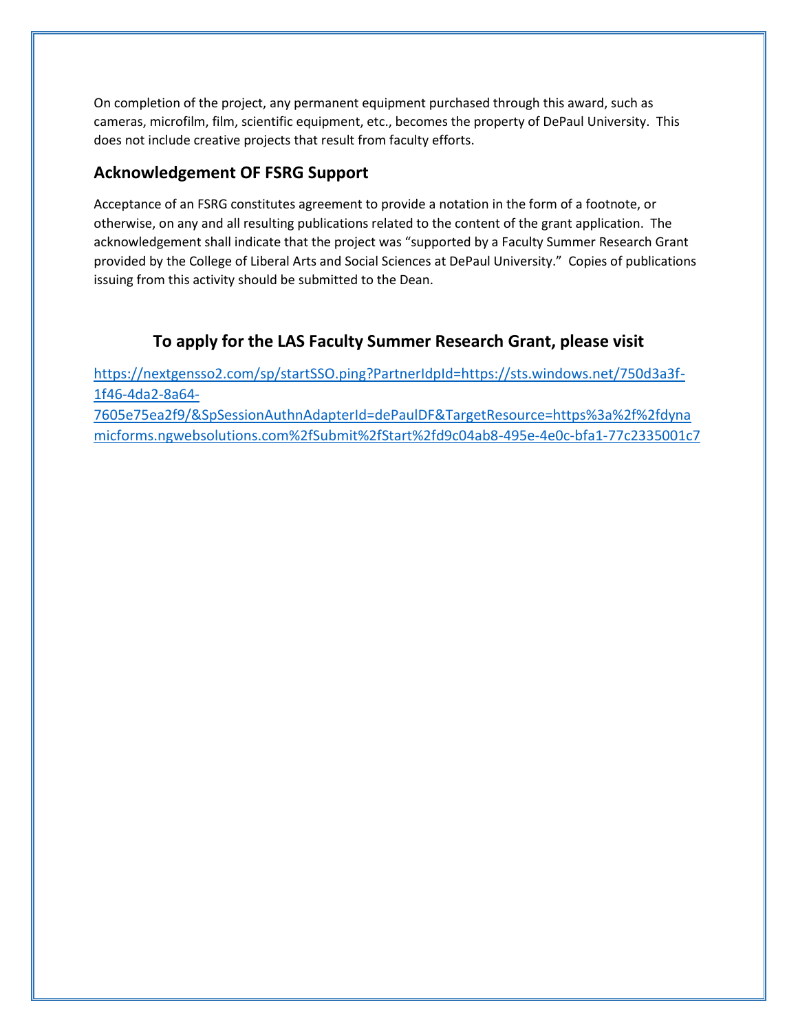On completion of the project, any permanent equipment purchased through this award, such as cameras, microfilm, film, scientific equipment, etc., becomes the property of DePaul University. This does not include creative projects that result from faculty efforts.

## Acknowledgement OF FSRG Support

Acceptance of an FSRG constitutes agreement to provide a notation in the form of a footnote, or otherwise, on any and all resulting publications related to the content of the grant application. The acknowledgement shall indicate that the project was "supported by a Faculty Summer Research Grant provided by the College of Liberal Arts and Social Sciences at DePaul University." Copies of publications issuing from this activity should be submitted to the Dean.

## To apply for the LAS Faculty Summer Research Grant, please visit

https://nextgensso2.com/sp/startSSO.ping?PartnerIdpId=https://sts.windows.net/750d3a3f-1f46-4da2-8a64-7605e75ea2f9/&SpSessionAuthnAdapterId=dePaulDF&TargetResource=https%3a%2f%2fdynamicforms.ngwebsolutions.com%2fSubmit%2fStart%2fd9c04ab8-495e-4e0c-bfa1-77c2335001c7